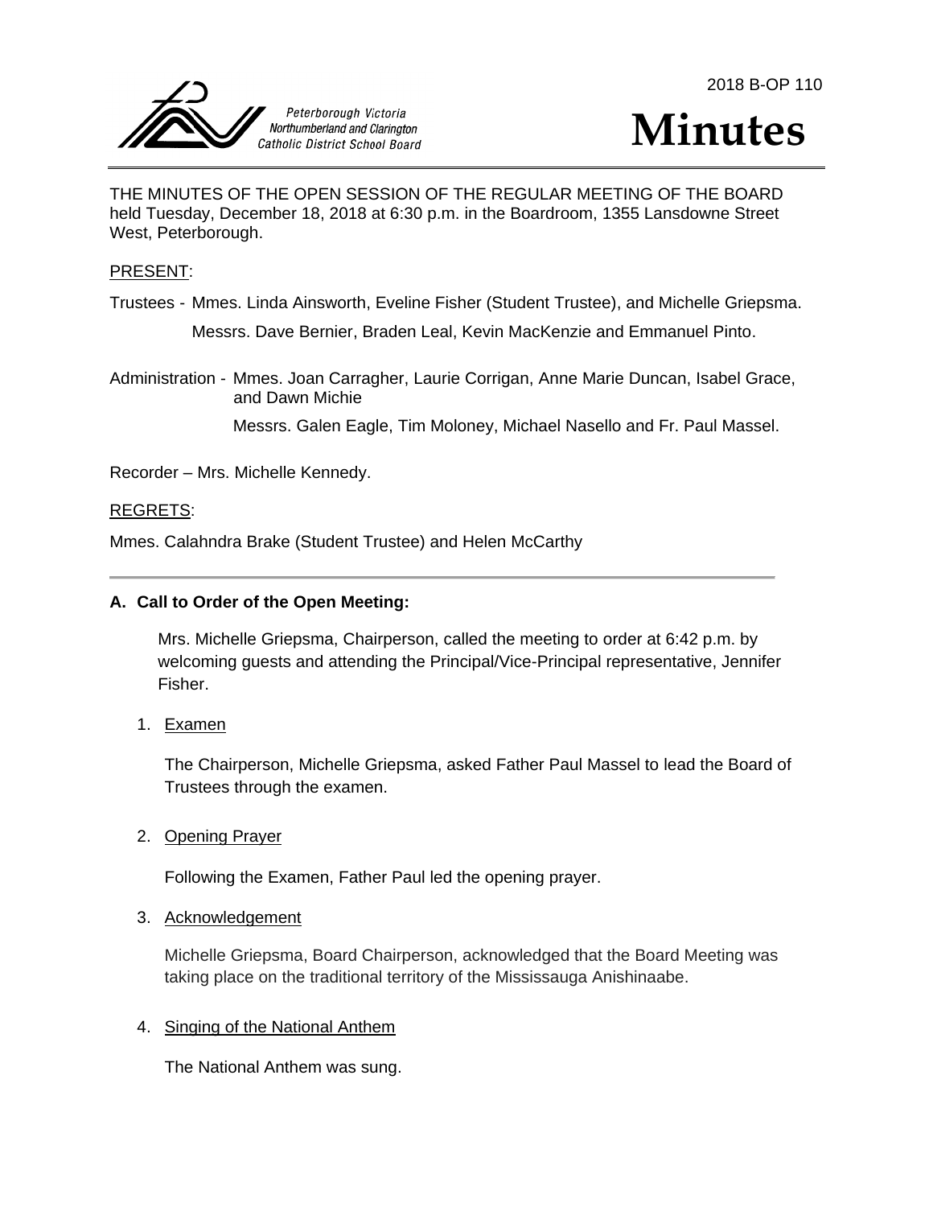2018 B-OP 110

Peterborough Victoria Northumberland and Clarington Catholic District School Board

# Minutes

THE MINUTES OF THE OPEN SESSION OF THE REGULAR MEETING OF THE BOARD held Tuesday, December 18, 2018 at 6:30 p.m. in the Boardroom, 1355 Lansdowne Street West, Peterborough.

PRESENT:

Trustees - Mmes. Linda Ainsworth, Eveline Fisher (Student Trustee), and Michelle Griepsma.

Messrs. Dave Bernier, Braden Leal, Kevin MacKenzie and Emmanuel Pinto.

Administration - Mmes. Joan Carragher, Laurie Corrigan, Anne Marie Duncan, Isabel Grace, and Dawn Michie

Messrs. Galen Eagle, Tim Moloney, Michael Nasello and Fr. Paul Massel.

Recorder – Mrs. Michelle Kennedy.

REGRETS:

Mmes. Calahndra Brake (Student Trustee) and Helen McCarthy

---

**A. Call to Order of the Open Meeting:**

Mrs. Michelle Griepsma, Chairperson, called the meeting to order at 6:42 p.m. by welcoming guests and attending the Principal/Vice-Principal representative, Jennifer Fisher.

1. Examen

   The Chairperson, Michelle Griepsma, asked Father Paul Massel to lead the Board of Trustees through the examen.

2. Opening Prayer

   Following the Examen, Father Paul led the opening prayer.

3. Acknowledgement

   Michelle Griepsma, Board Chairperson, acknowledged that the Board Meeting was taking place on the traditional territory of the Mississauga Anishinaabe.

4. Singing of the National Anthem

   The National Anthem was sung.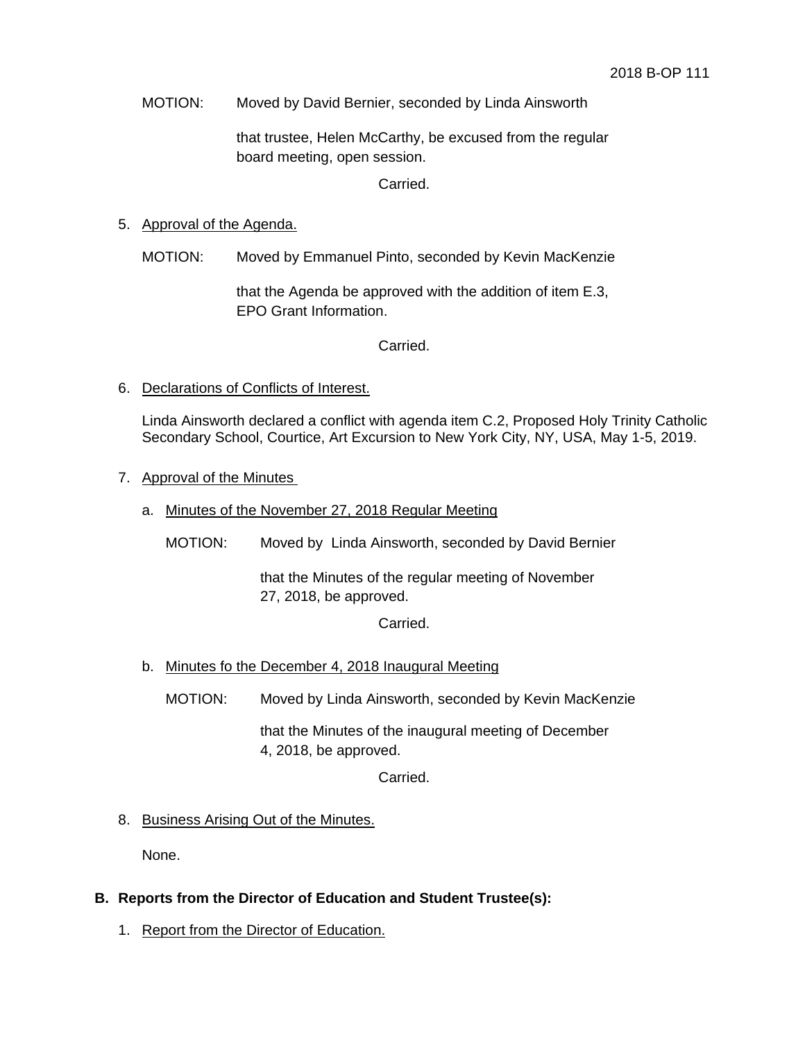MOTION: Moved by David Bernier, seconded by Linda Ainsworth

that trustee, Helen McCarthy, be excused from the regular board meeting, open session.

Carried.

5. Approval of the Agenda.

MOTION: Moved by Emmanuel Pinto, seconded by Kevin MacKenzie

that the Agenda be approved with the addition of item E.3, EPO Grant Information.

Carried.

6. Declarations of Conflicts of Interest.

Linda Ainsworth declared a conflict with agenda item C.2, Proposed Holy Trinity Catholic Secondary School, Courtice, Art Excursion to New York City, NY, USA, May 1-5, 2019.

7. Approval of the Minutes

a. Minutes of the November 27, 2018 Regular Meeting

MOTION: Moved by Linda Ainsworth, seconded by David Bernier

that the Minutes of the regular meeting of November 27, 2018, be approved.

Carried.

b. Minutes fo the December 4, 2018 Inaugural Meeting

MOTION: Moved by Linda Ainsworth, seconded by Kevin MacKenzie

that the Minutes of the inaugural meeting of December 4, 2018, be approved.

Carried.

8. Business Arising Out of the Minutes.

None.

## B. Reports from the Director of Education and Student Trustee(s):

1. Report from the Director of Education.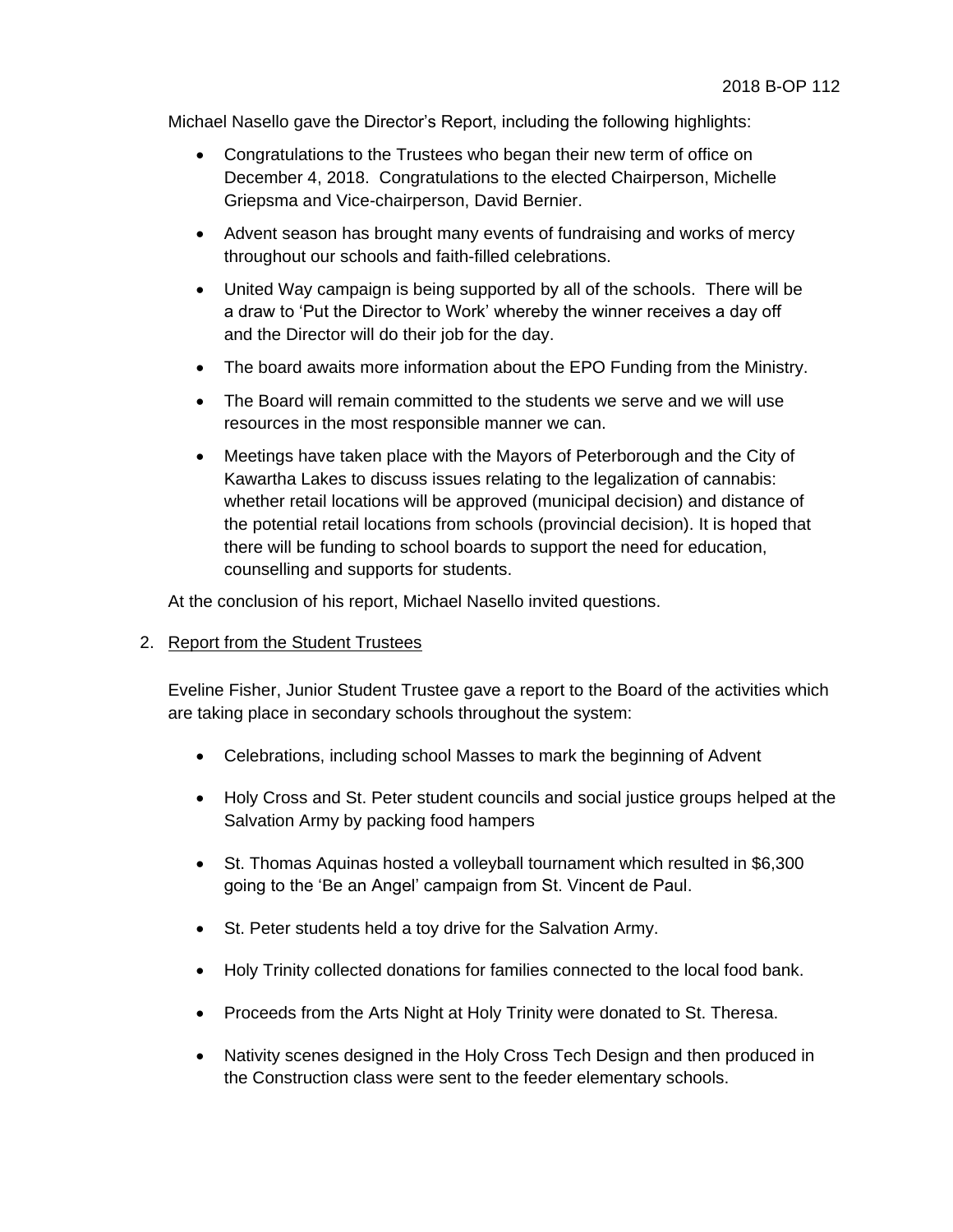Michael Nasello gave the Director's Report, including the following highlights:

- Congratulations to the Trustees who began their new term of office on December 4, 2018. Congratulations to the elected Chairperson, Michelle Griepsma and Vice-chairperson, David Bernier.
- Advent season has brought many events of fundraising and works of mercy throughout our schools and faith-filled celebrations.
- United Way campaign is being supported by all of the schools. There will be a draw to 'Put the Director to Work' whereby the winner receives a day off and the Director will do their job for the day.
- The board awaits more information about the EPO Funding from the Ministry.
- The Board will remain committed to the students we serve and we will use resources in the most responsible manner we can.
- Meetings have taken place with the Mayors of Peterborough and the City of Kawartha Lakes to discuss issues relating to the legalization of cannabis: whether retail locations will be approved (municipal decision) and distance of the potential retail locations from schools (provincial decision). It is hoped that there will be funding to school boards to support the need for education, counselling and supports for students.

At the conclusion of his report, Michael Nasello invited questions.

2. Report from the Student Trustees

Eveline Fisher, Junior Student Trustee gave a report to the Board of the activities which are taking place in secondary schools throughout the system:

- Celebrations, including school Masses to mark the beginning of Advent
- Holy Cross and St. Peter student councils and social justice groups helped at the Salvation Army by packing food hampers
- St. Thomas Aquinas hosted a volleyball tournament which resulted in $6,300 going to the 'Be an Angel' campaign from St. Vincent de Paul.
- St. Peter students held a toy drive for the Salvation Army.
- Holy Trinity collected donations for families connected to the local food bank.
- Proceeds from the Arts Night at Holy Trinity were donated to St. Theresa.
- Nativity scenes designed in the Holy Cross Tech Design and then produced in the Construction class were sent to the feeder elementary schools.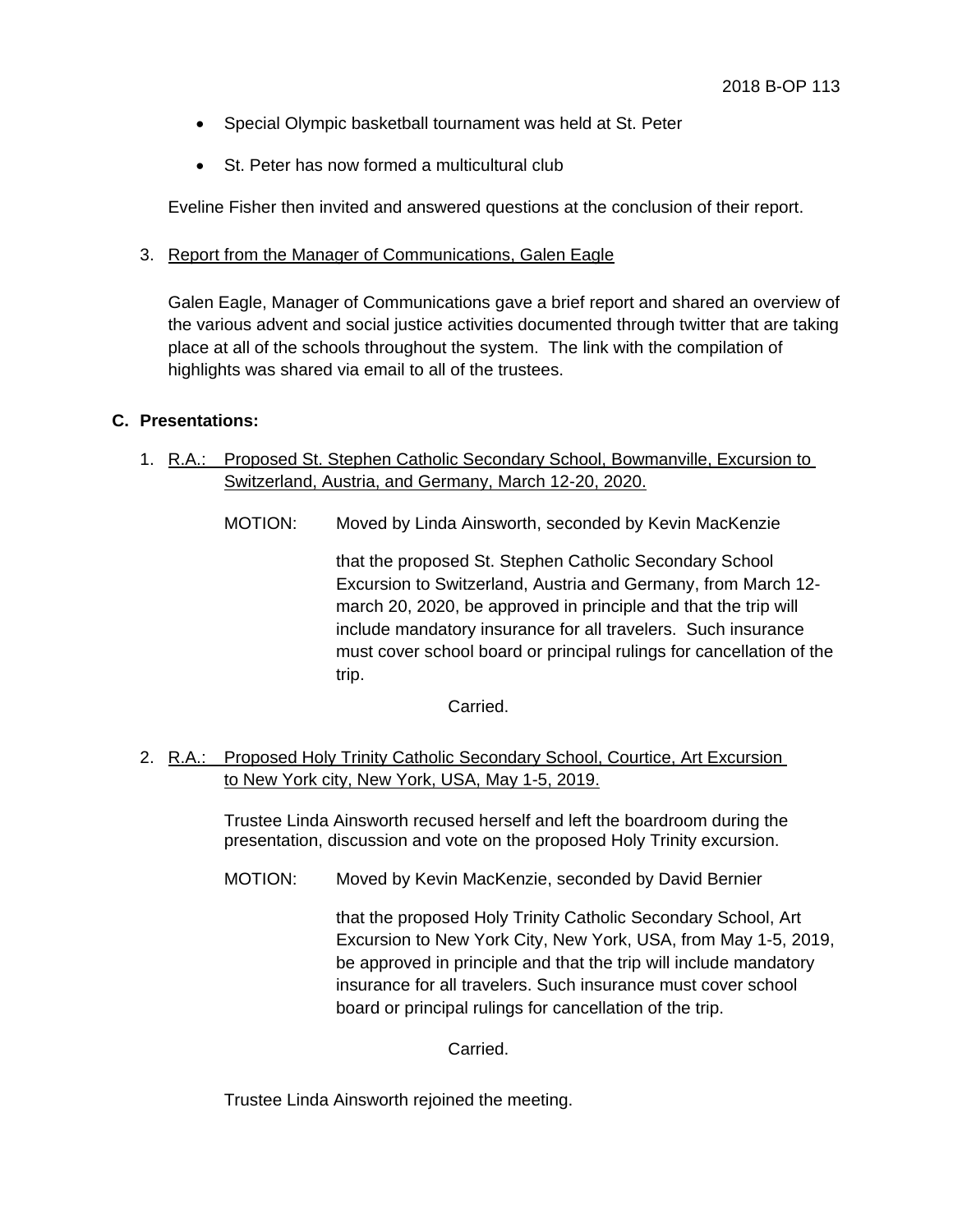- Special Olympic basketball tournament was held at St. Peter
- St. Peter has now formed a multicultural club

Eveline Fisher then invited and answered questions at the conclusion of their report.

3. Report from the Manager of Communications, Galen Eagle

   Galen Eagle, Manager of Communications gave a brief report and shared an overview of the various advent and social justice activities documented through twitter that are taking place at all of the schools throughout the system. The link with the compilation of highlights was shared via email to all of the trustees.

## C. Presentations:

1. R.A.: Proposed St. Stephen Catholic Secondary School, Bowmanville, Excursion to Switzerland, Austria, and Germany, March 12-20, 2020.

   MOTION: Moved by Linda Ainsworth, seconded by Kevin MacKenzie

   that the proposed St. Stephen Catholic Secondary School Excursion to Switzerland, Austria and Germany, from March 12-march 20, 2020, be approved in principle and that the trip will include mandatory insurance for all travelers. Such insurance must cover school board or principal rulings for cancellation of the trip.

   Carried.

2. R.A.: Proposed Holy Trinity Catholic Secondary School, Courtice, Art Excursion to New York city, New York, USA, May 1-5, 2019.

   Trustee Linda Ainsworth recused herself and left the boardroom during the presentation, discussion and vote on the proposed Holy Trinity excursion.

   MOTION: Moved by Kevin MacKenzie, seconded by David Bernier

   that the proposed Holy Trinity Catholic Secondary School, Art Excursion to New York City, New York, USA, from May 1-5, 2019, be approved in principle and that the trip will include mandatory insurance for all travelers. Such insurance must cover school board or principal rulings for cancellation of the trip.

   Carried.

   Trustee Linda Ainsworth rejoined the meeting.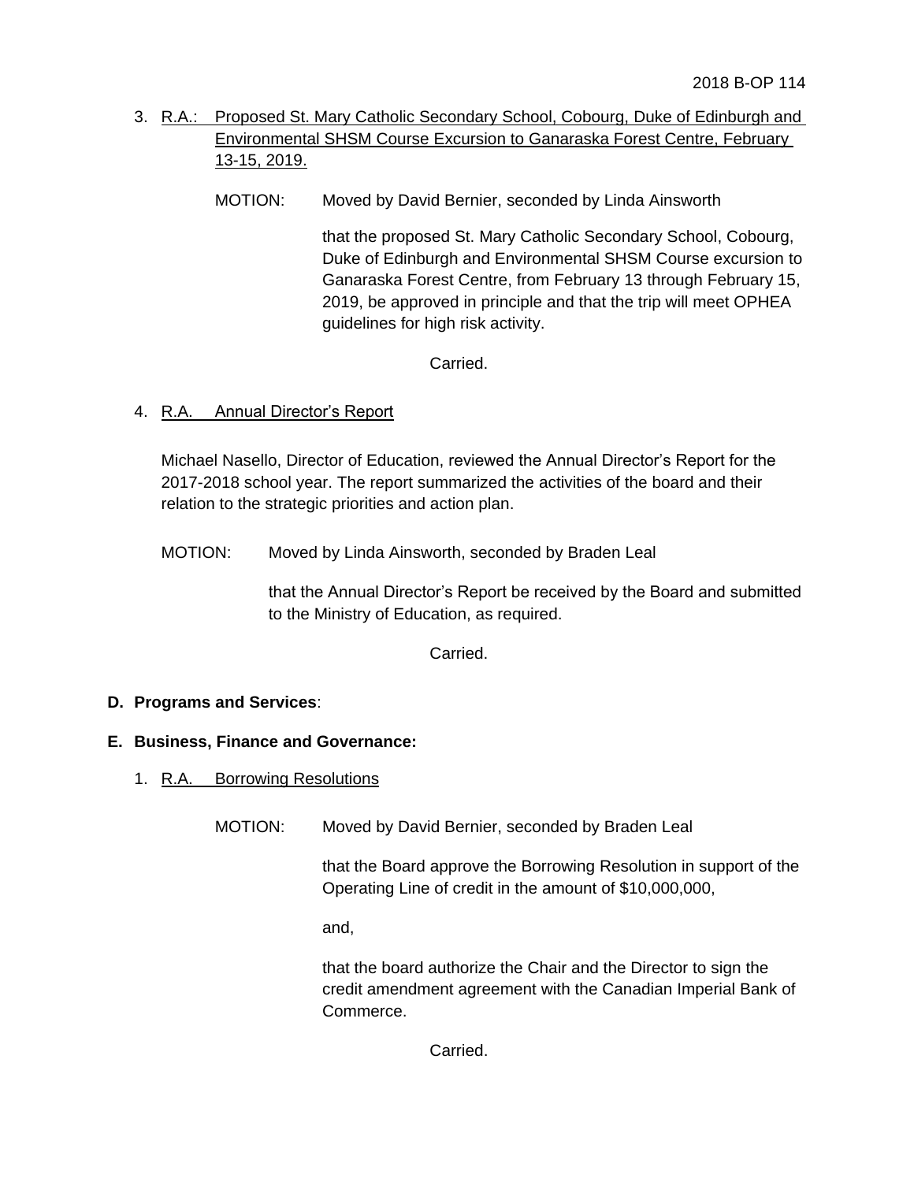3. R.A.: Proposed St. Mary Catholic Secondary School, Cobourg, Duke of Edinburgh and Environmental SHSM Course Excursion to Ganaraska Forest Centre, February 13-15, 2019.

   MOTION: Moved by David Bernier, seconded by Linda Ainsworth

   that the proposed St. Mary Catholic Secondary School, Cobourg, Duke of Edinburgh and Environmental SHSM Course excursion to Ganaraska Forest Centre, from February 13 through February 15, 2019, be approved in principle and that the trip will meet OPHEA guidelines for high risk activity.

   Carried.

4. R.A. Annual Director's Report

   Michael Nasello, Director of Education, reviewed the Annual Director's Report for the 2017-2018 school year. The report summarized the activities of the board and their relation to the strategic priorities and action plan.

   MOTION: Moved by Linda Ainsworth, seconded by Braden Leal

   that the Annual Director's Report be received by the Board and submitted to the Ministry of Education, as required.

   Carried.

**D. Programs and Services**:

**E. Business, Finance and Governance:**

1. R.A. Borrowing Resolutions

   MOTION: Moved by David Bernier, seconded by Braden Leal

   that the Board approve the Borrowing Resolution in support of the Operating Line of credit in the amount of $10,000,000,

   and,

   that the board authorize the Chair and the Director to sign the credit amendment agreement with the Canadian Imperial Bank of Commerce.

   Carried.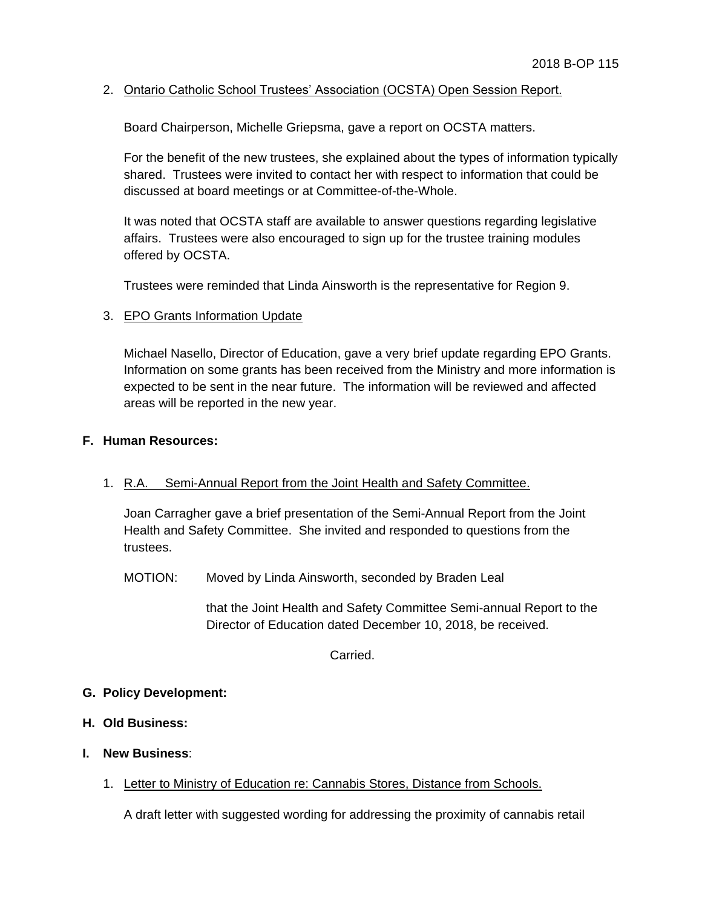2. Ontario Catholic School Trustees' Association (OCSTA) Open Session Report.

   Board Chairperson, Michelle Griepsma, gave a report on OCSTA matters.

   For the benefit of the new trustees, she explained about the types of information typically shared. Trustees were invited to contact her with respect to information that could be discussed at board meetings or at Committee-of-the-Whole.

   It was noted that OCSTA staff are available to answer questions regarding legislative affairs. Trustees were also encouraged to sign up for the trustee training modules offered by OCSTA.

   Trustees were reminded that Linda Ainsworth is the representative for Region 9.

3. EPO Grants Information Update

   Michael Nasello, Director of Education, gave a very brief update regarding EPO Grants. Information on some grants has been received from the Ministry and more information is expected to be sent in the near future. The information will be reviewed and affected areas will be reported in the new year.

**F. Human Resources:**

1. R.A. Semi-Annual Report from the Joint Health and Safety Committee.

   Joan Carragher gave a brief presentation of the Semi-Annual Report from the Joint Health and Safety Committee. She invited and responded to questions from the trustees.

   MOTION: Moved by Linda Ainsworth, seconded by Braden Leal

   that the Joint Health and Safety Committee Semi-annual Report to the Director of Education dated December 10, 2018, be received.

   Carried.

**G. Policy Development:**

**H. Old Business:**

**I. New Business**:

1. Letter to Ministry of Education re: Cannabis Stores, Distance from Schools.

   A draft letter with suggested wording for addressing the proximity of cannabis retail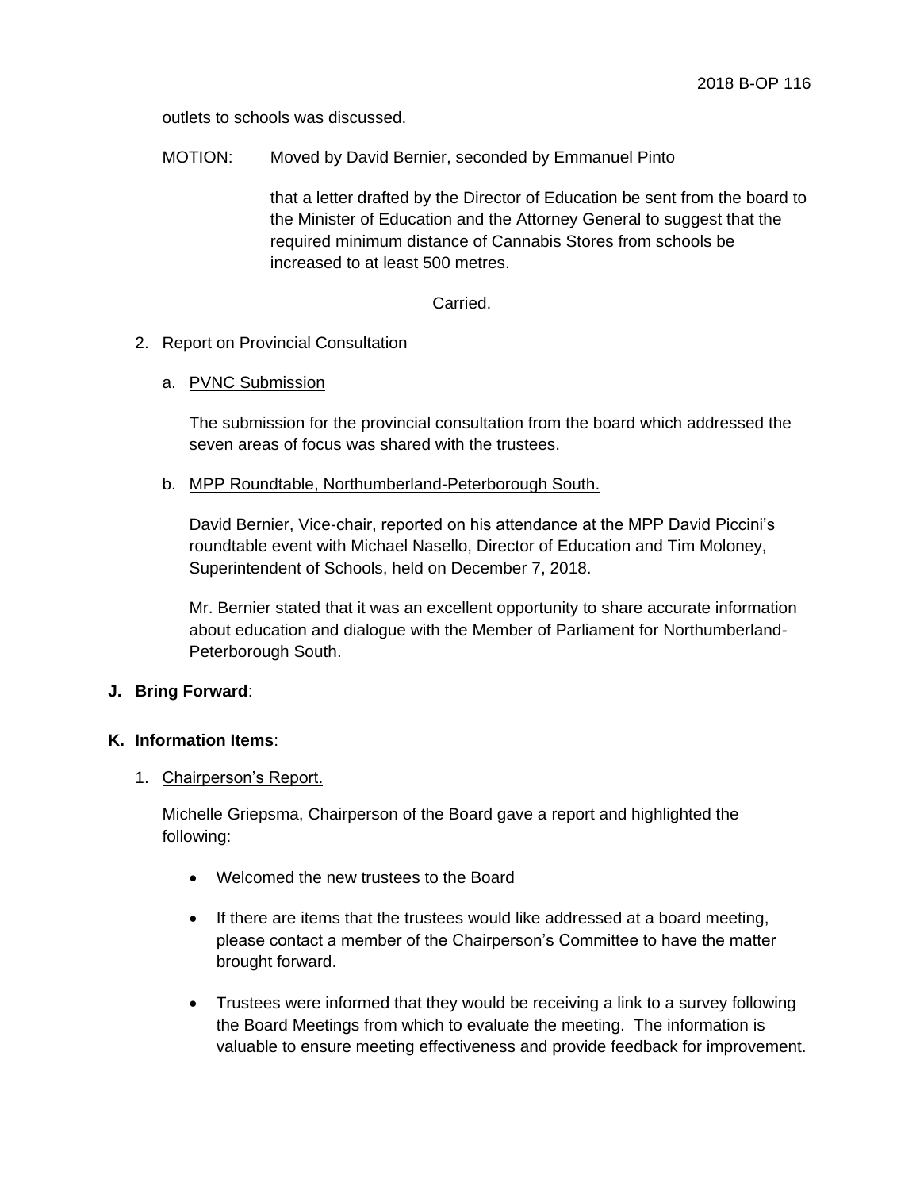outlets to schools was discussed.

MOTION: Moved by David Bernier, seconded by Emmanuel Pinto

that a letter drafted by the Director of Education be sent from the board to the Minister of Education and the Attorney General to suggest that the required minimum distance of Cannabis Stores from schools be increased to at least 500 metres.

Carried.

2. Report on Provincial Consultation

   a. PVNC Submission

   The submission for the provincial consultation from the board which addressed the seven areas of focus was shared with the trustees.

   b. MPP Roundtable, Northumberland-Peterborough South.

   David Bernier, Vice-chair, reported on his attendance at the MPP David Piccini's roundtable event with Michael Nasello, Director of Education and Tim Moloney, Superintendent of Schools, held on December 7, 2018.

   Mr. Bernier stated that it was an excellent opportunity to share accurate information about education and dialogue with the Member of Parliament for Northumberland-Peterborough South.

**J. Bring Forward**:

**K. Information Items**:

1. Chairperson's Report.

   Michelle Griepsma, Chairperson of the Board gave a report and highlighted the following:

   - Welcomed the new trustees to the Board
   - If there are items that the trustees would like addressed at a board meeting, please contact a member of the Chairperson's Committee to have the matter brought forward.
   - Trustees were informed that they would be receiving a link to a survey following the Board Meetings from which to evaluate the meeting. The information is valuable to ensure meeting effectiveness and provide feedback for improvement.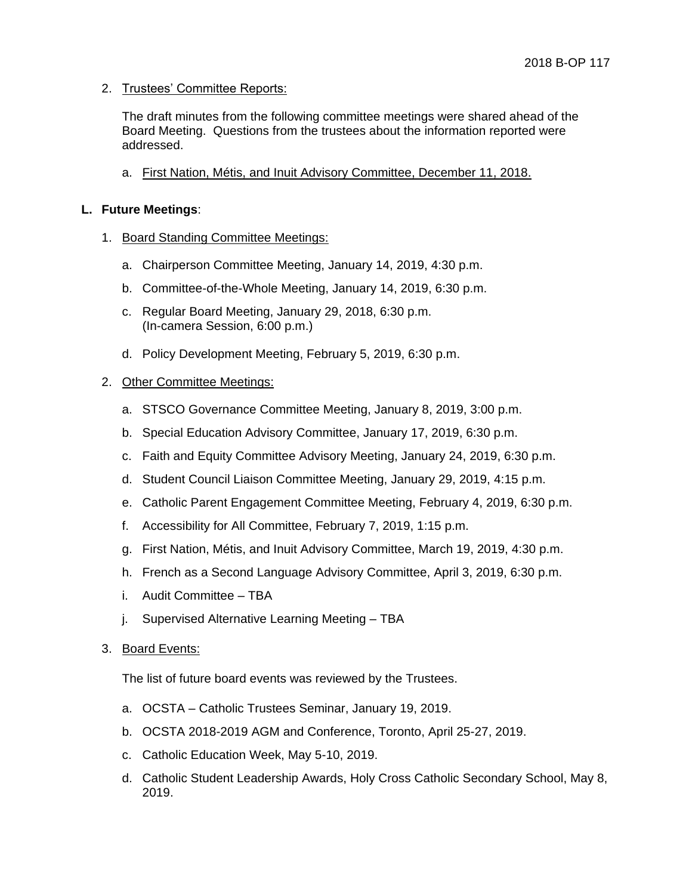2. Trustees' Committee Reports:

   The draft minutes from the following committee meetings were shared ahead of the Board Meeting. Questions from the trustees about the information reported were addressed.

   a. First Nation, Métis, and Inuit Advisory Committee, December 11, 2018.

**L. Future Meetings**:

1. Board Standing Committee Meetings:

   a. Chairperson Committee Meeting, January 14, 2019, 4:30 p.m.

   b. Committee-of-the-Whole Meeting, January 14, 2019, 6:30 p.m.

   c. Regular Board Meeting, January 29, 2018, 6:30 p.m.
   (In-camera Session, 6:00 p.m.)

   d. Policy Development Meeting, February 5, 2019, 6:30 p.m.

2. Other Committee Meetings:

   a. STSCO Governance Committee Meeting, January 8, 2019, 3:00 p.m.

   b. Special Education Advisory Committee, January 17, 2019, 6:30 p.m.

   c. Faith and Equity Committee Advisory Meeting, January 24, 2019, 6:30 p.m.

   d. Student Council Liaison Committee Meeting, January 29, 2019, 4:15 p.m.

   e. Catholic Parent Engagement Committee Meeting, February 4, 2019, 6:30 p.m.

   f. Accessibility for All Committee, February 7, 2019, 1:15 p.m.

   g. First Nation, Métis, and Inuit Advisory Committee, March 19, 2019, 4:30 p.m.

   h. French as a Second Language Advisory Committee, April 3, 2019, 6:30 p.m.

   i. Audit Committee – TBA

   j. Supervised Alternative Learning Meeting – TBA

3. Board Events:

   The list of future board events was reviewed by the Trustees.

   a. OCSTA – Catholic Trustees Seminar, January 19, 2019.

   b. OCSTA 2018-2019 AGM and Conference, Toronto, April 25-27, 2019.

   c. Catholic Education Week, May 5-10, 2019.

   d. Catholic Student Leadership Awards, Holy Cross Catholic Secondary School, May 8, 2019.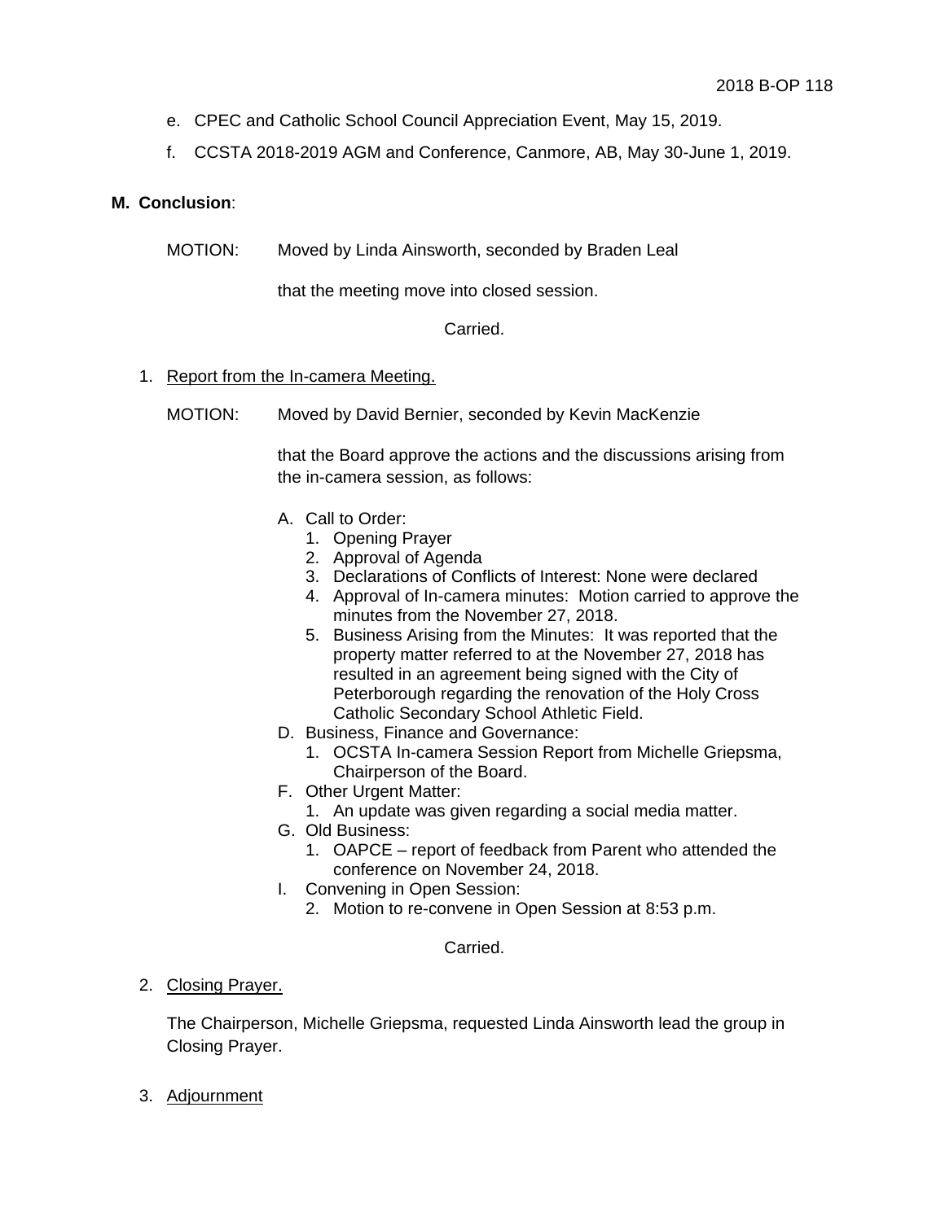e. CPEC and Catholic School Council Appreciation Event, May 15, 2019.

f. CCSTA 2018-2019 AGM and Conference, Canmore, AB, May 30-June 1, 2019.

**M. Conclusion**:

MOTION: Moved by Linda Ainsworth, seconded by Braden Leal

that the meeting move into closed session.

Carried.

1. Report from the In-camera Meeting.

MOTION: Moved by David Bernier, seconded by Kevin MacKenzie

that the Board approve the actions and the discussions arising from the in-camera session, as follows:

A. Call to Order:
   1. Opening Prayer
   2. Approval of Agenda
   3. Declarations of Conflicts of Interest: None were declared
   4. Approval of In-camera minutes: Motion carried to approve the minutes from the November 27, 2018.
   5. Business Arising from the Minutes: It was reported that the property matter referred to at the November 27, 2018 has resulted in an agreement being signed with the City of Peterborough regarding the renovation of the Holy Cross Catholic Secondary School Athletic Field.

D. Business, Finance and Governance:
   1. OCSTA In-camera Session Report from Michelle Griepsma, Chairperson of the Board.

F. Other Urgent Matter:
   1. An update was given regarding a social media matter.

G. Old Business:
   1. OAPCE – report of feedback from Parent who attended the conference on November 24, 2018.

I. Convening in Open Session:
   2. Motion to re-convene in Open Session at 8:53 p.m.

Carried.

2. Closing Prayer.

The Chairperson, Michelle Griepsma, requested Linda Ainsworth lead the group in Closing Prayer.

3. Adjournment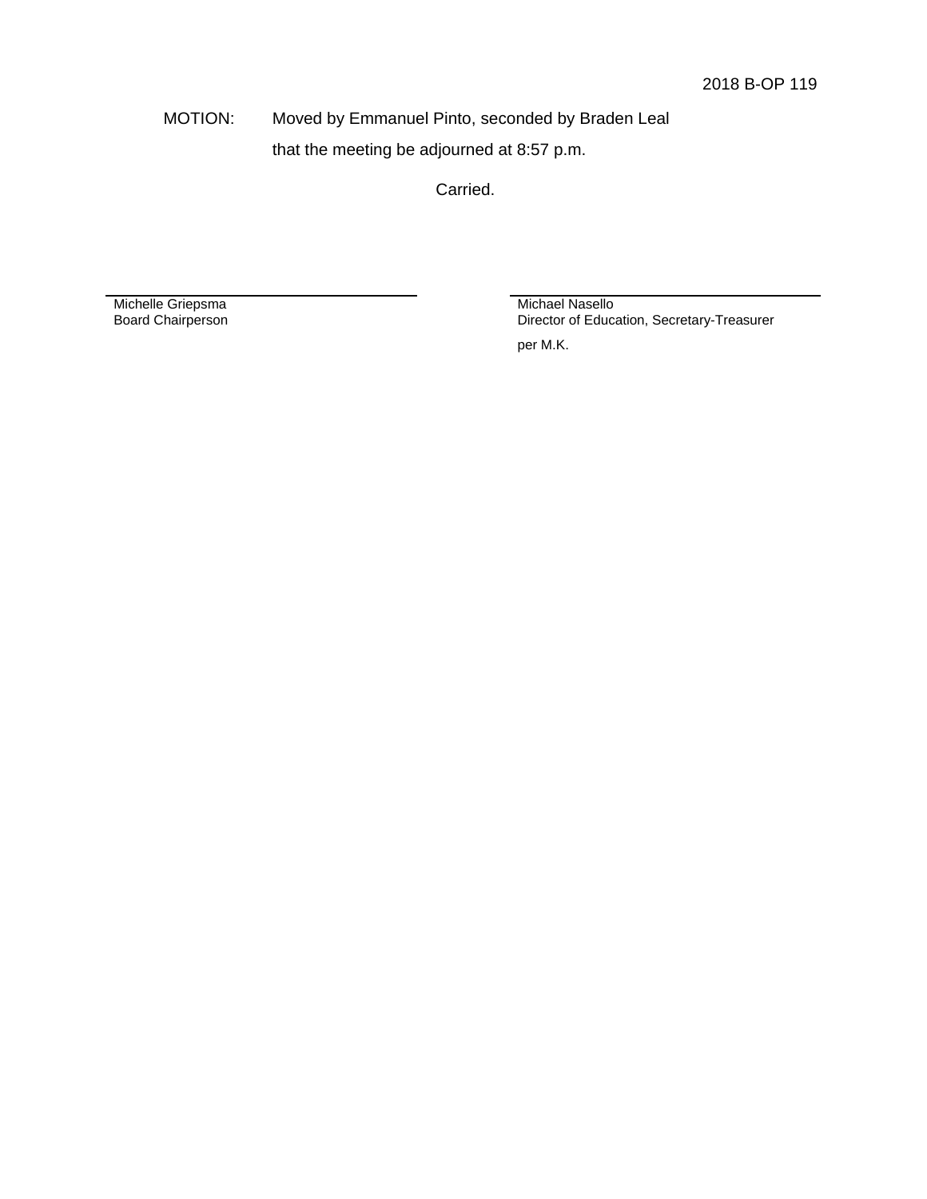MOTION: Moved by Emmanuel Pinto, seconded by Braden Leal that the meeting be adjourned at 8:57 p.m.

Carried.

Michelle Griepsma
Board Chairperson

Michael Nasello
Director of Education, Secretary-Treasurer

per M.K.